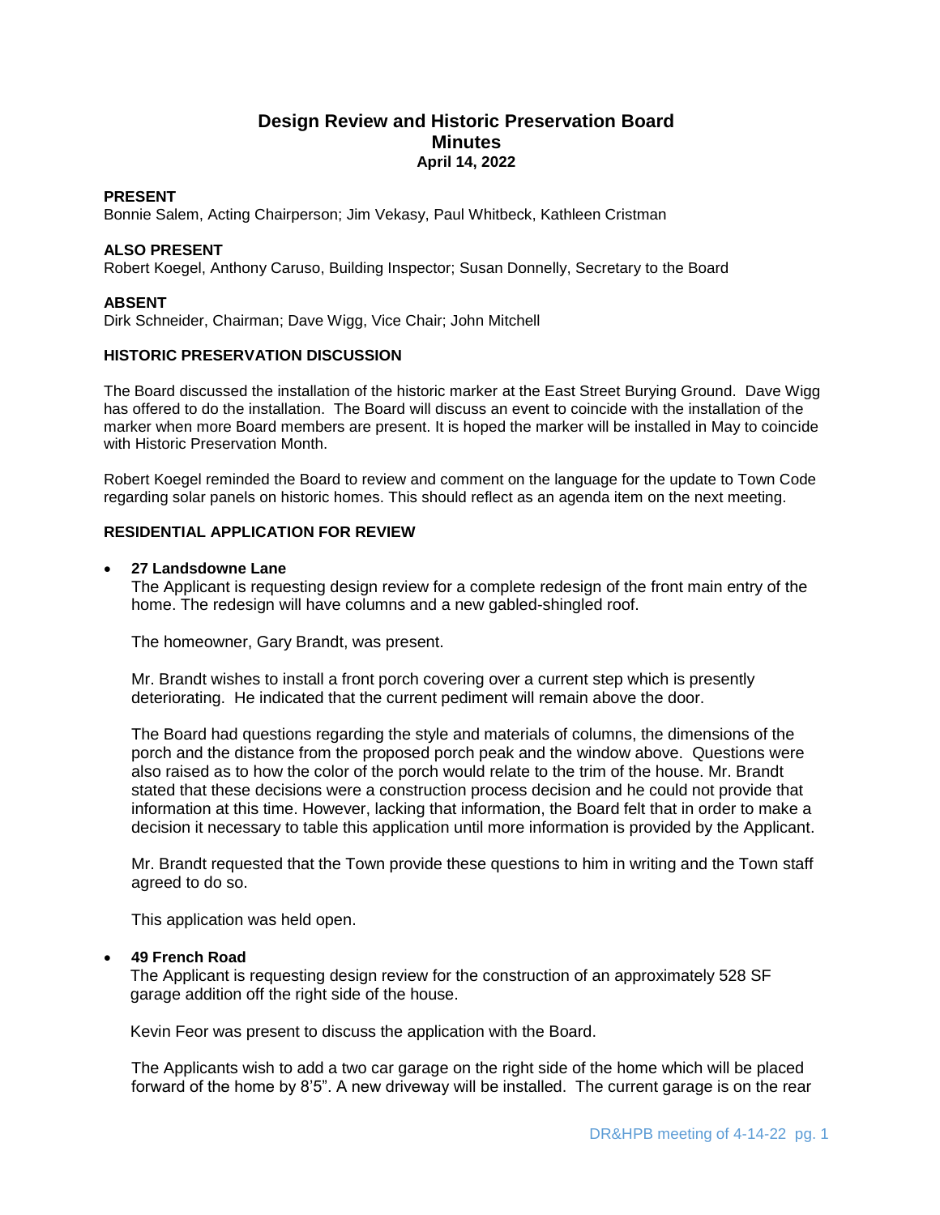# Design Review and Historic Preservation Board
## Minutes
**April 14, 2022**

**PRESENT**
Bonnie Salem, Acting Chairperson; Jim Vekasy, Paul Whitbeck, Kathleen Cristman

**ALSO PRESENT**
Robert Koegel, Anthony Caruso, Building Inspector; Susan Donnelly, Secretary to the Board

**ABSENT**
Dirk Schneider, Chairman; Dave Wigg, Vice Chair; John Mitchell

**HISTORIC PRESERVATION DISCUSSION**

The Board discussed the installation of the historic marker at the East Street Burying Ground. Dave Wigg has offered to do the installation. The Board will discuss an event to coincide with the installation of the marker when more Board members are present. It is hoped the marker will be installed in May to coincide with Historic Preservation Month.

Robert Koegel reminded the Board to review and comment on the language for the update to Town Code regarding solar panels on historic homes. This should reflect as an agenda item on the next meeting.

**RESIDENTIAL APPLICATION FOR REVIEW**

- **27 Landsdowne Lane**
  The Applicant is requesting design review for a complete redesign of the front main entry of the home. The redesign will have columns and a new gabled-shingled roof.

  The homeowner, Gary Brandt, was present.

  Mr. Brandt wishes to install a front porch covering over a current step which is presently deteriorating. He indicated that the current pediment will remain above the door.

  The Board had questions regarding the style and materials of columns, the dimensions of the porch and the distance from the proposed porch peak and the window above. Questions were also raised as to how the color of the porch would relate to the trim of the house. Mr. Brandt stated that these decisions were a construction process decision and he could not provide that information at this time. However, lacking that information, the Board felt that in order to make a decision it necessary to table this application until more information is provided by the Applicant.

  Mr. Brandt requested that the Town provide these questions to him in writing and the Town staff agreed to do so.

  This application was held open.

- **49 French Road**
  The Applicant is requesting design review for the construction of an approximately 528 SF garage addition off the right side of the house.

  Kevin Feor was present to discuss the application with the Board.

  The Applicants wish to add a two car garage on the right side of the home which will be placed forward of the home by 8'5". A new driveway will be installed. The current garage is on the rear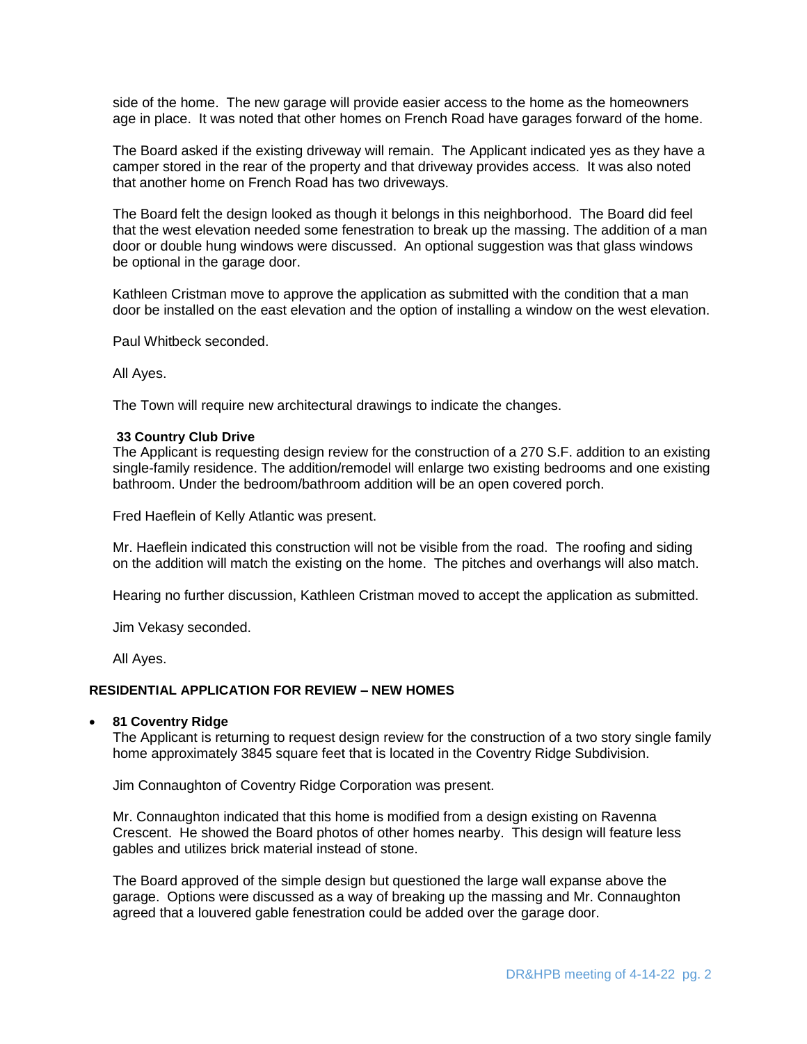side of the home. The new garage will provide easier access to the home as the homeowners age in place. It was noted that other homes on French Road have garages forward of the home.

The Board asked if the existing driveway will remain. The Applicant indicated yes as they have a camper stored in the rear of the property and that driveway provides access. It was also noted that another home on French Road has two driveways.

The Board felt the design looked as though it belongs in this neighborhood. The Board did feel that the west elevation needed some fenestration to break up the massing. The addition of a man door or double hung windows were discussed. An optional suggestion was that glass windows be optional in the garage door.

Kathleen Cristman move to approve the application as submitted with the condition that a man door be installed on the east elevation and the option of installing a window on the west elevation.

Paul Whitbeck seconded.

All Ayes.

The Town will require new architectural drawings to indicate the changes.

**33 Country Club Drive**

The Applicant is requesting design review for the construction of a 270 S.F. addition to an existing single-family residence. The addition/remodel will enlarge two existing bedrooms and one existing bathroom. Under the bedroom/bathroom addition will be an open covered porch.

Fred Haeflein of Kelly Atlantic was present.

Mr. Haeflein indicated this construction will not be visible from the road. The roofing and siding on the addition will match the existing on the home. The pitches and overhangs will also match.

Hearing no further discussion, Kathleen Cristman moved to accept the application as submitted.

Jim Vekasy seconded.

All Ayes.

**RESIDENTIAL APPLICATION FOR REVIEW – NEW HOMES**

- **81 Coventry Ridge**

  The Applicant is returning to request design review for the construction of a two story single family home approximately 3845 square feet that is located in the Coventry Ridge Subdivision.

  Jim Connaughton of Coventry Ridge Corporation was present.

  Mr. Connaughton indicated that this home is modified from a design existing on Ravenna Crescent. He showed the Board photos of other homes nearby. This design will feature less gables and utilizes brick material instead of stone.

  The Board approved of the simple design but questioned the large wall expanse above the garage. Options were discussed as a way of breaking up the massing and Mr. Connaughton agreed that a louvered gable fenestration could be added over the garage door.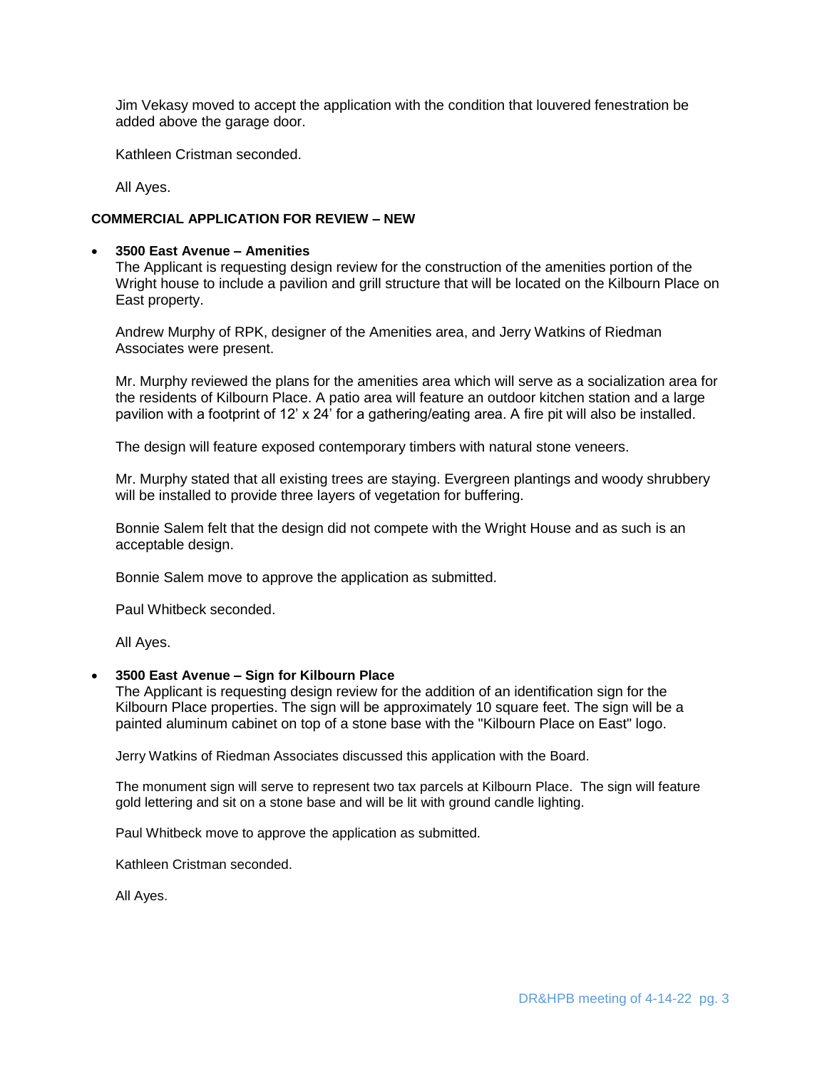Jim Vekasy moved to accept the application with the condition that louvered fenestration be added above the garage door.

Kathleen Cristman seconded.

All Ayes.

**COMMERCIAL APPLICATION FOR REVIEW – NEW**

- **3500 East Avenue – Amenities**

  The Applicant is requesting design review for the construction of the amenities portion of the Wright house to include a pavilion and grill structure that will be located on the Kilbourn Place on East property.

  Andrew Murphy of RPK, designer of the Amenities area, and Jerry Watkins of Riedman Associates were present.

  Mr. Murphy reviewed the plans for the amenities area which will serve as a socialization area for the residents of Kilbourn Place. A patio area will feature an outdoor kitchen station and a large pavilion with a footprint of 12' x 24' for a gathering/eating area. A fire pit will also be installed.

  The design will feature exposed contemporary timbers with natural stone veneers.

  Mr. Murphy stated that all existing trees are staying. Evergreen plantings and woody shrubbery will be installed to provide three layers of vegetation for buffering.

  Bonnie Salem felt that the design did not compete with the Wright House and as such is an acceptable design.

  Bonnie Salem move to approve the application as submitted.

  Paul Whitbeck seconded.

  All Ayes.

- **3500 East Avenue – Sign for Kilbourn Place**

  The Applicant is requesting design review for the addition of an identification sign for the Kilbourn Place properties. The sign will be approximately 10 square feet. The sign will be a painted aluminum cabinet on top of a stone base with the "Kilbourn Place on East" logo.

  Jerry Watkins of Riedman Associates discussed this application with the Board.

  The monument sign will serve to represent two tax parcels at Kilbourn Place. The sign will feature gold lettering and sit on a stone base and will be lit with ground candle lighting.

  Paul Whitbeck move to approve the application as submitted.

  Kathleen Cristman seconded.

  All Ayes.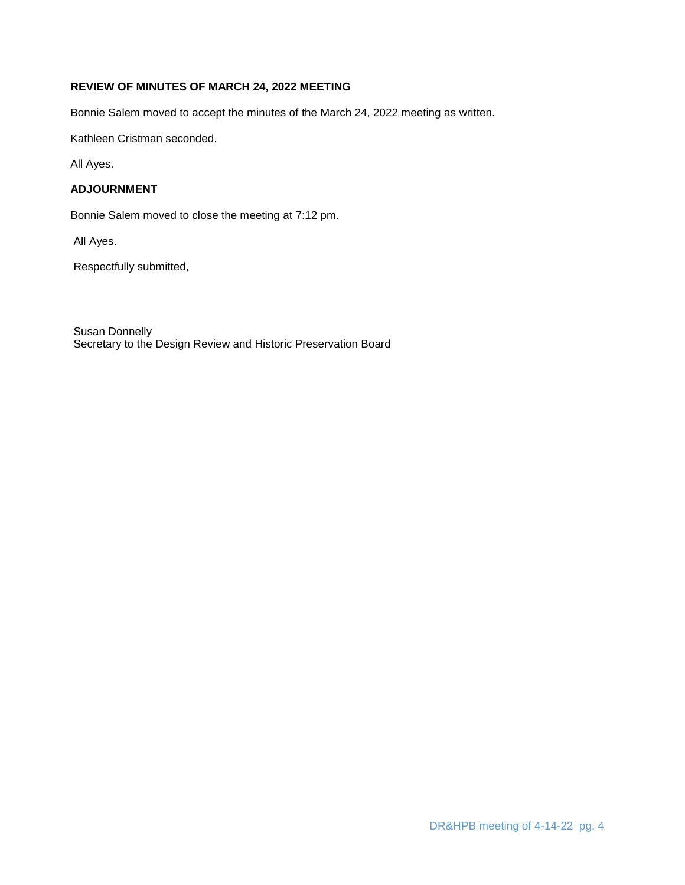**REVIEW OF MINUTES OF MARCH 24, 2022 MEETING**

Bonnie Salem moved to accept the minutes of the March 24, 2022 meeting as written.

Kathleen Cristman seconded.

All Ayes.

**ADJOURNMENT**

Bonnie Salem moved to close the meeting at 7:12 pm.

All Ayes.

Respectfully submitted,

Susan Donnelly
Secretary to the Design Review and Historic Preservation Board